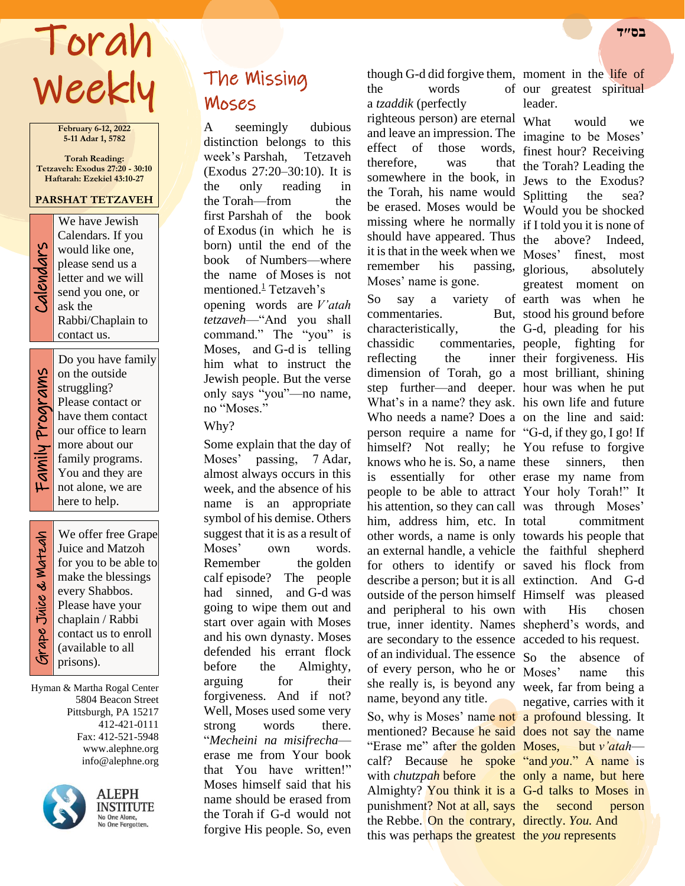בס"ד

# Torah Weekly

**February 6-12, 2022**
**5-11 Adar 1, 5782**

**Torah Reading:**
**Tetzaveh: Exodus 27:20 - 30:10**
**Haftarah: Ezekiel 43:10-27**

**PARSHAT TETZAVEH**

**Calendars**

We have Jewish Calendars. If you would like one, please send us a letter and we will send you one, or ask the Rabbi/Chaplain to contact us.

**Family Programs**

Do you have family on the outside struggling? Please contact or have them contact our office to learn more about our family programs. You and they are not alone, we are here to help.

**Grape Juice & Matzah**

We offer free Grape Juice and Matzoh for you to be able to make the blessings every Shabbos. Please have your chaplain / Rabbi contact us to enroll (available to all prisons).

Hyman & Martha Rogal Center
5804 Beacon Street
Pittsburgh, PA 15217
412-421-0111
Fax: 412-521-5948
www.alephne.org
info@alephne.org

ALEPH INSTITUTE
No One Alone, No One Forgotten.

## The Missing Moses

A seemingly dubious distinction belongs to this week's Parshah, Tetzaveh (Exodus 27:20–30:10). It is the only reading in the Torah—from the first Parshah of the book of Exodus (in which he is born) until the end of the book of Numbers—where the name of Moses is not mentioned.[1] Tetzaveh's opening words are *V'atah tetzaveh*—"And you shall command." The "you" is Moses, and G-d is telling him what to instruct the Jewish people. But the verse only says "you"—no name, no "Moses."

Why?

Some explain that the day of Moses' passing, 7 Adar, almost always occurs in this week, and the absence of his name is an appropriate symbol of his demise. Others suggest that it is as a result of Moses' own words. Remember the golden calf episode? The people had sinned, and G-d was going to wipe them out and start over again with Moses and his own dynasty. Moses defended his errant flock before the Almighty, arguing for their forgiveness. And if not? Well, Moses used some very strong words there. "*Mecheini na misifrecha*—erase me from Your book that You have written!" Moses himself said that his name should be erased from the Torah if G-d would not forgive His people. So, even though G-d did forgive them, the words of a *tzaddik* (perfectly righteous person) are eternal and leave an impression. The effect of those words, therefore, was that somewhere in the book, in the Torah, his name would be erased. Moses would be missing where he normally should have appeared. Thus it is that in the week when we remember his passing, Moses' name is gone.

So say a variety of commentaries. But, characteristically, the chassidic commentaries, reflecting the inner dimension of Torah, go a step further—and deeper. What's in a name? they ask. Who needs a name? Does a person require a name for himself? Not really; he knows who he is. So, a name is essentially for other people to be able to attract his attention, so they can call him, address him, etc. In other words, a name is only an external handle, a vehicle for others to identify or describe a person; but it is all outside of the person himself and peripheral to his own true, inner identity. Names are secondary to the essence of an individual. The essence of every person, who he or she really is, is beyond any name, beyond any title.

So, why is Moses' name not mentioned? Because he said "Erase me" after the golden calf? Because he spoke with *chutzpah* before the Almighty? You think it is a punishment? Not at all, says the Rebbe. On the contrary, this was perhaps the greatest moment in the life of our greatest spiritual leader.

What would we imagine to be Moses' finest hour? Receiving the Torah? Leading the Jews to the Exodus? Splitting the sea? Would you be shocked if I told you it is none of the above? Indeed, Moses' finest, most glorious, absolutely greatest moment on earth was when he stood his ground before G-d, pleading for his people, fighting for their forgiveness. His most brilliant, shining hour was when he put his own life and future on the line and said: "G-d, if they go, I go! If You refuse to forgive these sinners, then erase my name from Your holy Torah!" It was through Moses' total commitment towards his people that the faithful shepherd saved his flock from extinction. And G-d Himself was pleased with His chosen shepherd's words, and acceded to his request.

So the absence of Moses' name this week, far from being a negative, carries with it a profound blessing. It does not say the name Moses, but *v'atah*—"and *you*." A name is only a name, but here G-d talks to Moses in the second person directly. *You.* And the *you* represents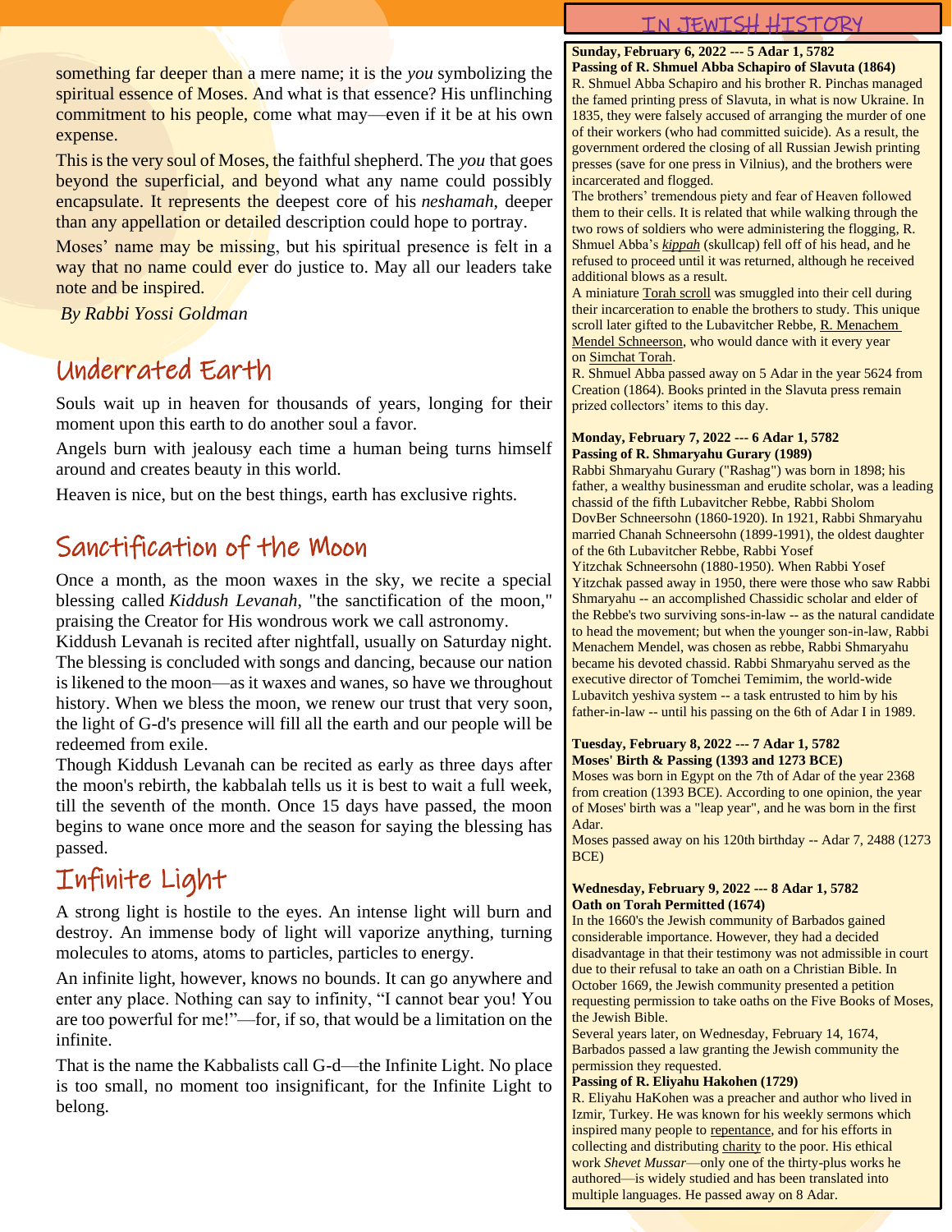something far deeper than a mere name; it is the *you* symbolizing the spiritual essence of Moses. And what is that essence? His unflinching commitment to his people, come what may—even if it be at his own expense.

This is the very soul of Moses, the faithful shepherd. The *you* that goes beyond the superficial, and beyond what any name could possibly encapsulate. It represents the deepest core of his *neshamah*, deeper than any appellation or detailed description could hope to portray.

Moses' name may be missing, but his spiritual presence is felt in a way that no name could ever do justice to. May all our leaders take note and be inspired.

*By Rabbi Yossi Goldman*

## Underrated Earth

Souls wait up in heaven for thousands of years, longing for their moment upon this earth to do another soul a favor.

Angels burn with jealousy each time a human being turns himself around and creates beauty in this world.

Heaven is nice, but on the best things, earth has exclusive rights.

## Sanctification of the Moon

Once a month, as the moon waxes in the sky, we recite a special blessing called *Kiddush Levanah*, "the sanctification of the moon," praising the Creator for His wondrous work we call astronomy.

Kiddush Levanah is recited after nightfall, usually on Saturday night. The blessing is concluded with songs and dancing, because our nation is likened to the moon—as it waxes and wanes, so have we throughout history. When we bless the moon, we renew our trust that very soon, the light of G-d's presence will fill all the earth and our people will be redeemed from exile.

Though Kiddush Levanah can be recited as early as three days after the moon's rebirth, the kabbalah tells us it is best to wait a full week, till the seventh of the month. Once 15 days have passed, the moon begins to wane once more and the season for saying the blessing has passed.

## Infinite Light

A strong light is hostile to the eyes. An intense light will burn and destroy. An immense body of light will vaporize anything, turning molecules to atoms, atoms to particles, particles to energy.

An infinite light, however, knows no bounds. It can go anywhere and enter any place. Nothing can say to infinity, "I cannot bear you! You are too powerful for me!"—for, if so, that would be a limitation on the infinite.

That is the name the Kabbalists call G-d—the Infinite Light. No place is too small, no moment too insignificant, for the Infinite Light to belong.

## IN JEWISH HISTORY

**Sunday, February 6, 2022 --- 5 Adar 1, 5782**
**Passing of R. Shmuel Abba Schapiro of Slavuta (1864)**
R. Shmuel Abba Schapiro and his brother R. Pinchas managed the famed printing press of Slavuta, in what is now Ukraine. In 1835, they were falsely accused of arranging the murder of one of their workers (who had committed suicide). As a result, the government ordered the closing of all Russian Jewish printing presses (save for one press in Vilnius), and the brothers were incarcerated and flogged.

The brothers' tremendous piety and fear of Heaven followed them to their cells. It is related that while walking through the two rows of soldiers who were administering the flogging, R. Shmuel Abba's *kippah* (skullcap) fell off of his head, and he refused to proceed until it was returned, although he received additional blows as a result.

A miniature Torah scroll was smuggled into their cell during their incarceration to enable the brothers to study. This unique scroll later gifted to the Lubavitcher Rebbe, R. Menachem Mendel Schneerson, who would dance with it every year on Simchat Torah.

R. Shmuel Abba passed away on 5 Adar in the year 5624 from Creation (1864). Books printed in the Slavuta press remain prized collectors' items to this day.

**Monday, February 7, 2022 --- 6 Adar 1, 5782**
**Passing of R. Shmaryahu Gurary (1989)**
Rabbi Shmaryahu Gurary ("Rashag") was born in 1898; his father, a wealthy businessman and erudite scholar, was a leading chassid of the fifth Lubavitcher Rebbe, Rabbi Sholom DovBer Schneersohn (1860-1920). In 1921, Rabbi Shmaryahu married Chanah Schneersohn (1899-1991), the oldest daughter of the 6th Lubavitcher Rebbe, Rabbi Yosef Yitzchak Schneersohn (1880-1950). When Rabbi Yosef Yitzchak passed away in 1950, there were those who saw Rabbi Shmaryahu -- an accomplished Chassidic scholar and elder of the Rebbe's two surviving sons-in-law -- as the natural candidate to head the movement; but when the younger son-in-law, Rabbi Menachem Mendel, was chosen as rebbe, Rabbi Shmaryahu became his devoted chassid. Rabbi Shmaryahu served as the executive director of Tomchei Temimim, the world-wide Lubavitch yeshiva system -- a task entrusted to him by his father-in-law -- until his passing on the 6th of Adar I in 1989.

**Tuesday, February 8, 2022 --- 7 Adar 1, 5782**
**Moses' Birth & Passing (1393 and 1273 BCE)**
Moses was born in Egypt on the 7th of Adar of the year 2368 from creation (1393 BCE). According to one opinion, the year of Moses' birth was a "leap year", and he was born in the first Adar.

Moses passed away on his 120th birthday -- Adar 7, 2488 (1273 BCE)

**Wednesday, February 9, 2022 --- 8 Adar 1, 5782**
**Oath on Torah Permitted (1674)**
In the 1660's the Jewish community of Barbados gained considerable importance. However, they had a decided disadvantage in that their testimony was not admissible in court due to their refusal to take an oath on a Christian Bible. In October 1669, the Jewish community presented a petition requesting permission to take oaths on the Five Books of Moses, the Jewish Bible.

Several years later, on Wednesday, February 14, 1674, Barbados passed a law granting the Jewish community the permission they requested.

**Passing of R. Eliyahu Hakohen (1729)**
R. Eliyahu HaKohen was a preacher and author who lived in Izmir, Turkey. He was known for his weekly sermons which inspired many people to repentance, and for his efforts in collecting and distributing charity to the poor. His ethical work *Shevet Mussar*—only one of the thirty-plus works he authored—is widely studied and has been translated into multiple languages. He passed away on 8 Adar.